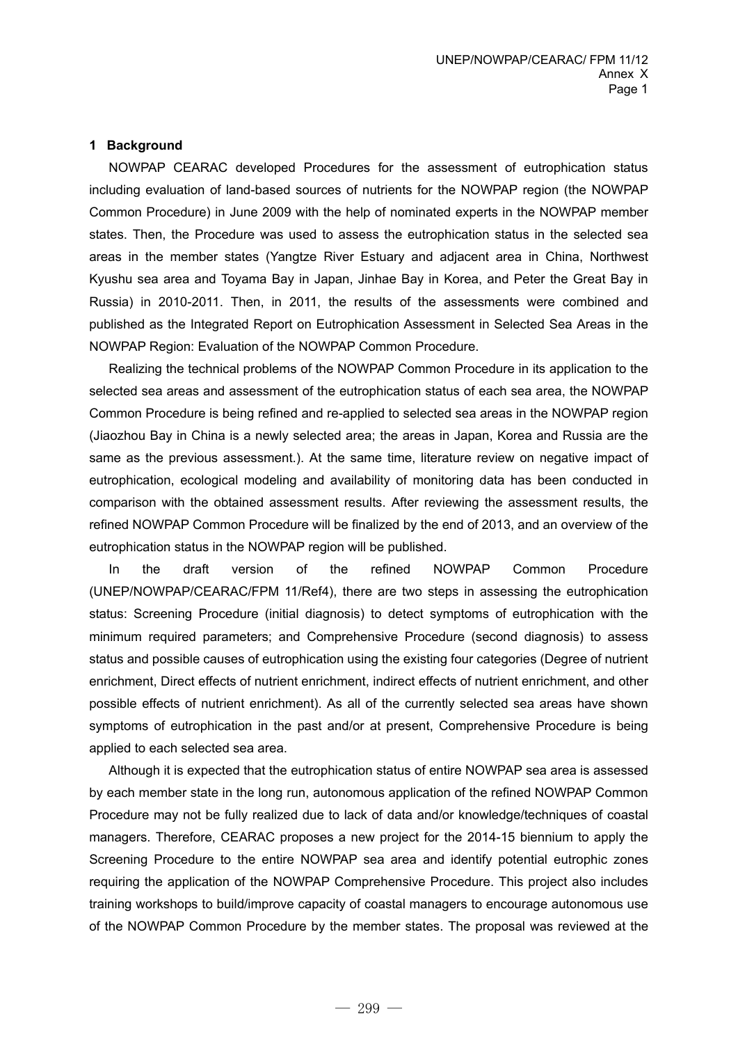## 1 Background

NOWPAP CEARAC developed Procedures for the assessment of eutrophication status including evaluation of land-based sources of nutrients for the NOWPAP region (the NOWPAP Common Procedure) in June 2009 with the help of nominated experts in the NOWPAP member states. Then, the Procedure was used to assess the eutrophication status in the selected sea areas in the member states (Yangtze River Estuary and adjacent area in China, Northwest Kyushu sea area and Toyama Bay in Japan, Jinhae Bay in Korea, and Peter the Great Bay in Russia) in 2010-2011. Then, in 2011, the results of the assessments were combined and published as the Integrated Report on Eutrophication Assessment in Selected Sea Areas in the NOWPAP Region: Evaluation of the NOWPAP Common Procedure.

Realizing the technical problems of the NOWPAP Common Procedure in its application to the selected sea areas and assessment of the eutrophication status of each sea area, the NOWPAP Common Procedure is being refined and re-applied to selected sea areas in the NOWPAP region (Jiaozhou Bay in China is a newly selected area; the areas in Japan, Korea and Russia are the same as the previous assessment.). At the same time, literature review on negative impact of eutrophication, ecological modeling and availability of monitoring data has been conducted in comparison with the obtained assessment results. After reviewing the assessment results, the refined NOWPAP Common Procedure will be finalized by the end of 2013, and an overview of the eutrophication status in the NOWPAP region will be published.

In the draft version of the refined NOWPAP Common Procedure (UNEP/NOWPAP/CEARAC/FPM 11/Ref4), there are two steps in assessing the eutrophication status: Screening Procedure (initial diagnosis) to detect symptoms of eutrophication with the minimum required parameters; and Comprehensive Procedure (second diagnosis) to assess status and possible causes of eutrophication using the existing four categories (Degree of nutrient enrichment, Direct effects of nutrient enrichment, indirect effects of nutrient enrichment, and other possible effects of nutrient enrichment). As all of the currently selected sea areas have shown symptoms of eutrophication in the past and/or at present, Comprehensive Procedure is being applied to each selected sea area.

Although it is expected that the eutrophication status of entire NOWPAP sea area is assessed by each member state in the long run, autonomous application of the refined NOWPAP Common Procedure may not be fully realized due to lack of data and/or knowledge/techniques of coastal managers. Therefore, CEARAC proposes a new project for the 2014-15 biennium to apply the Screening Procedure to the entire NOWPAP sea area and identify potential eutrophic zones requiring the application of the NOWPAP Comprehensive Procedure. This project also includes training workshops to build/improve capacity of coastal managers to encourage autonomous use of the NOWPAP Common Procedure by the member states. The proposal was reviewed at the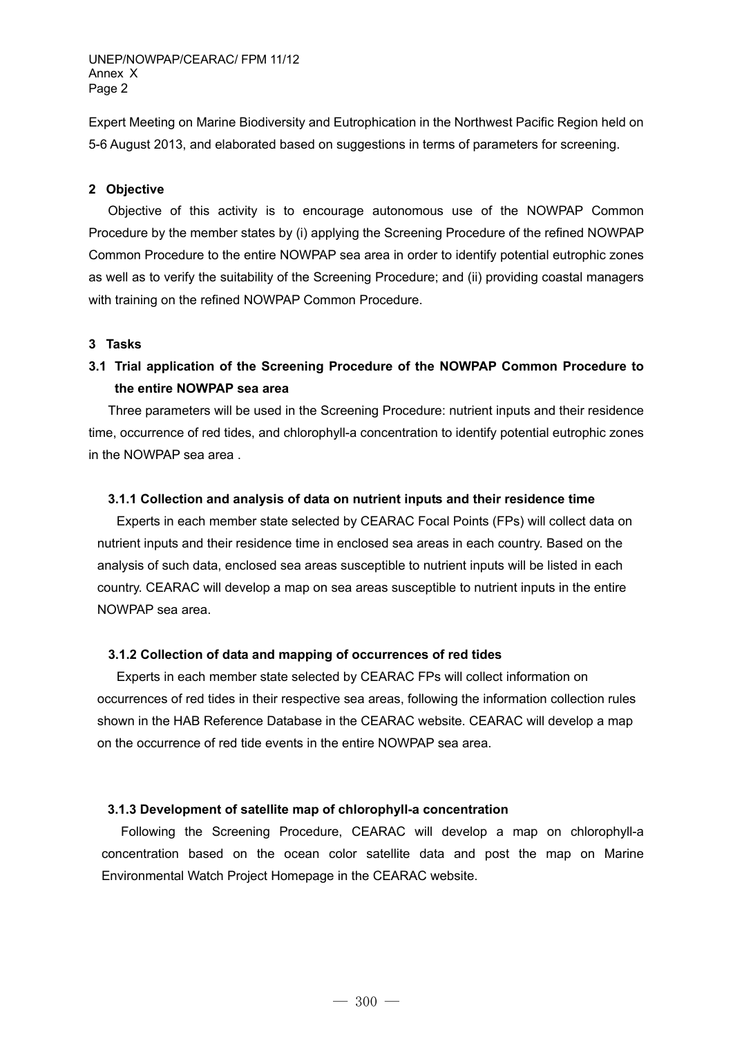Expert Meeting on Marine Biodiversity and Eutrophication in the Northwest Pacific Region held on 5-6 August 2013, and elaborated based on suggestions in terms of parameters for screening.

## 2 Objective

Objective of this activity is to encourage autonomous use of the NOWPAP Common Procedure by the member states by (i) applying the Screening Procedure of the refined NOWPAP Common Procedure to the entire NOWPAP sea area in order to identify potential eutrophic zones as well as to verify the suitability of the Screening Procedure; and (ii) providing coastal managers with training on the refined NOWPAP Common Procedure.

## 3 Tasks

### 3.1 Trial application of the Screening Procedure of the NOWPAP Common Procedure to the entire NOWPAP sea area

Three parameters will be used in the Screening Procedure: nutrient inputs and their residence time, occurrence of red tides, and chlorophyll-a concentration to identify potential eutrophic zones in the NOWPAP sea area .

#### 3.1.1 Collection and analysis of data on nutrient inputs and their residence time

Experts in each member state selected by CEARAC Focal Points (FPs) will collect data on nutrient inputs and their residence time in enclosed sea areas in each country. Based on the analysis of such data, enclosed sea areas susceptible to nutrient inputs will be listed in each country. CEARAC will develop a map on sea areas susceptible to nutrient inputs in the entire NOWPAP sea area.

#### 3.1.2 Collection of data and mapping of occurrences of red tides

Experts in each member state selected by CEARAC FPs will collect information on occurrences of red tides in their respective sea areas, following the information collection rules shown in the HAB Reference Database in the CEARAC website. CEARAC will develop a map on the occurrence of red tide events in the entire NOWPAP sea area.

#### 3.1.3 Development of satellite map of chlorophyll-a concentration

Following the Screening Procedure, CEARAC will develop a map on chlorophyll-a concentration based on the ocean color satellite data and post the map on Marine Environmental Watch Project Homepage in the CEARAC website.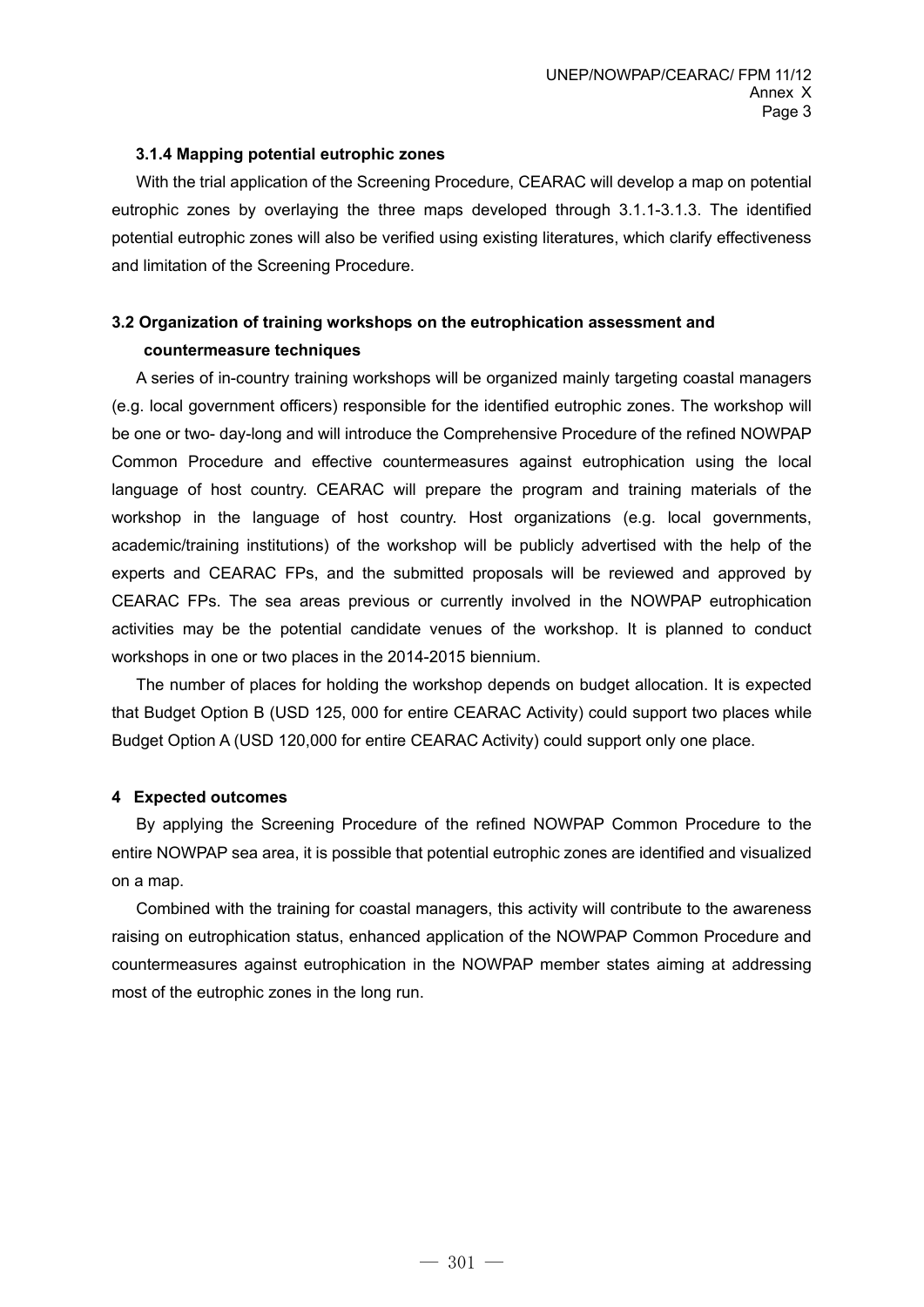#### 3.1.4 Mapping potential eutrophic zones

With the trial application of the Screening Procedure, CEARAC will develop a map on potential eutrophic zones by overlaying the three maps developed through 3.1.1-3.1.3. The identified potential eutrophic zones will also be verified using existing literatures, which clarify effectiveness and limitation of the Screening Procedure.

### 3.2 Organization of training workshops on the eutrophication assessment and countermeasure techniques

A series of in-country training workshops will be organized mainly targeting coastal managers (e.g. local government officers) responsible for the identified eutrophic zones. The workshop will be one or two- day-long and will introduce the Comprehensive Procedure of the refined NOWPAP Common Procedure and effective countermeasures against eutrophication using the local language of host country. CEARAC will prepare the program and training materials of the workshop in the language of host country. Host organizations (e.g. local governments, academic/training institutions) of the workshop will be publicly advertised with the help of the experts and CEARAC FPs, and the submitted proposals will be reviewed and approved by CEARAC FPs. The sea areas previous or currently involved in the NOWPAP eutrophication activities may be the potential candidate venues of the workshop. It is planned to conduct workshops in one or two places in the 2014-2015 biennium.

The number of places for holding the workshop depends on budget allocation. It is expected that Budget Option B (USD 125, 000 for entire CEARAC Activity) could support two places while Budget Option A (USD 120,000 for entire CEARAC Activity) could support only one place.

## 4 Expected outcomes

By applying the Screening Procedure of the refined NOWPAP Common Procedure to the entire NOWPAP sea area, it is possible that potential eutrophic zones are identified and visualized on a map.

Combined with the training for coastal managers, this activity will contribute to the awareness raising on eutrophication status, enhanced application of the NOWPAP Common Procedure and countermeasures against eutrophication in the NOWPAP member states aiming at addressing most of the eutrophic zones in the long run.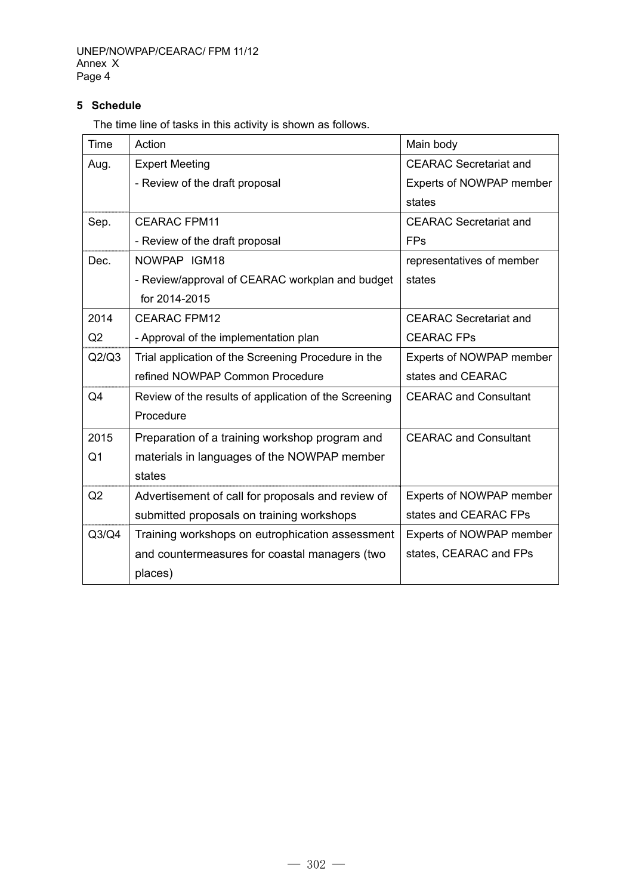## 5 Schedule

The time line of tasks in this activity is shown as follows.

| Time | Action | Main body |
|---|---|---|
| Aug. | Expert Meeting<br>- Review of the draft proposal | CEARAC Secretariat and Experts of NOWPAP member states |
| Sep. | CEARAC FPM11<br>- Review of the draft proposal | CEARAC Secretariat and FPs |
| Dec. | NOWPAP IGM18<br>- Review/approval of CEARAC workplan and budget for 2014-2015 | representatives of member states |
| 2014 Q2 | CEARAC FPM12<br>- Approval of the implementation plan | CEARAC Secretariat and CEARAC FPs |
| Q2/Q3 | Trial application of the Screening Procedure in the refined NOWPAP Common Procedure | Experts of NOWPAP member states and CEARAC |
| Q4 | Review of the results of application of the Screening Procedure | CEARAC and Consultant |
| 2015 Q1 | Preparation of a training workshop program and materials in languages of the NOWPAP member states | CEARAC and Consultant |
| Q2 | Advertisement of call for proposals and review of submitted proposals on training workshops | Experts of NOWPAP member states and CEARAC FPs |
| Q3/Q4 | Training workshops on eutrophication assessment and countermeasures for coastal managers (two places) | Experts of NOWPAP member states, CEARAC and FPs |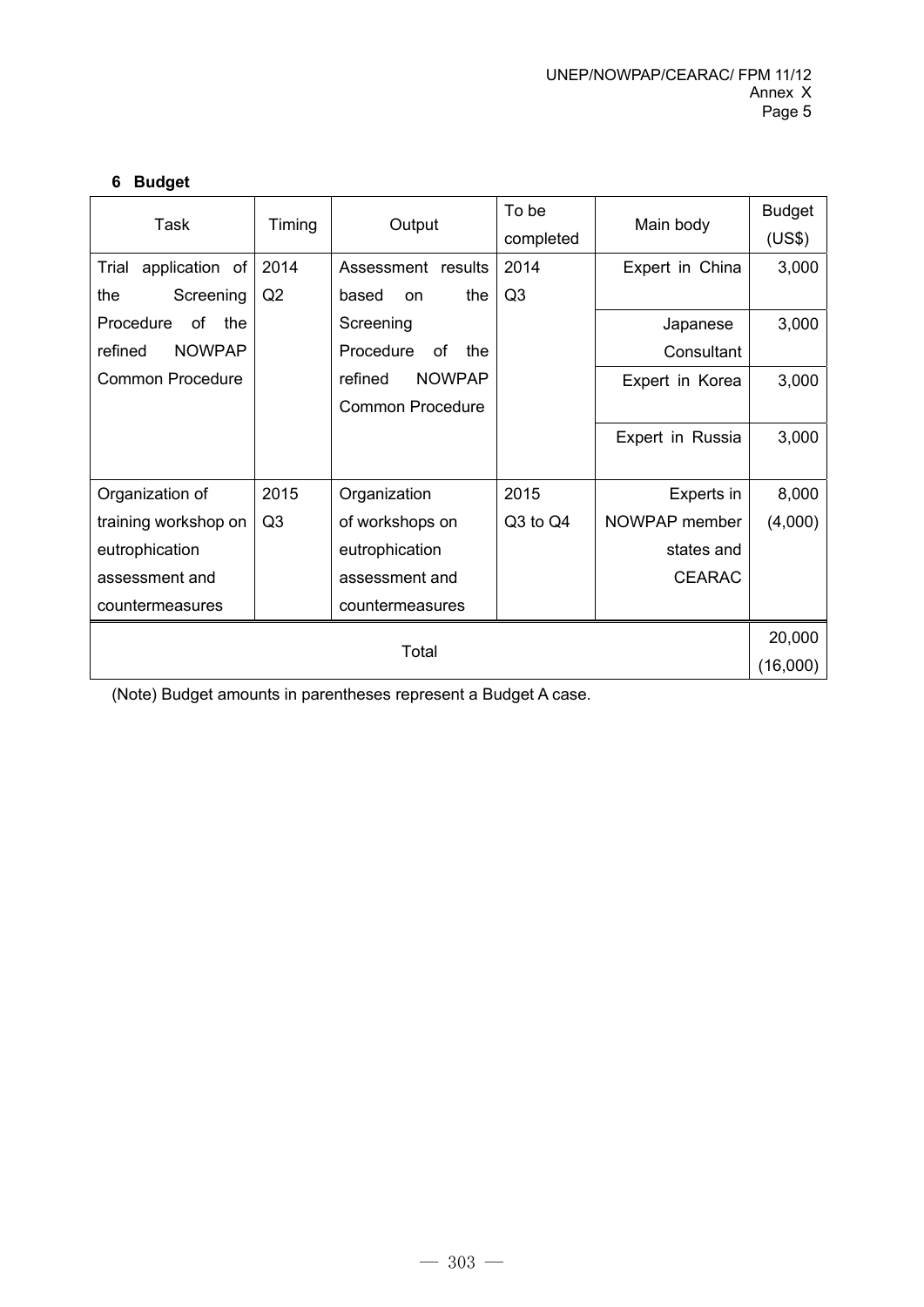## 6 Budget

| Task | Timing | Output | To be completed | Main body | Budget (US$) |
|---|---|---|---|---|---|
| Trial application of the Screening Procedure of the refined NOWPAP Common Procedure | 2014 Q2 | Assessment results based on the Screening Procedure of the refined NOWPAP Common Procedure | 2014 Q3 | Expert in China | 3,000 |
| | | | | Japanese Consultant | 3,000 |
| | | | | Expert in Korea | 3,000 |
| | | | | Expert in Russia | 3,000 |
| Organization of training workshop on eutrophication assessment and countermeasures | 2015 Q3 | Organization of workshops on eutrophication assessment and countermeasures | 2015 Q3 to Q4 | Experts in NOWPAP member states and CEARAC | 8,000 (4,000) |
| Total | | | | | 20,000 (16,000) |

(Note) Budget amounts in parentheses represent a Budget A case.